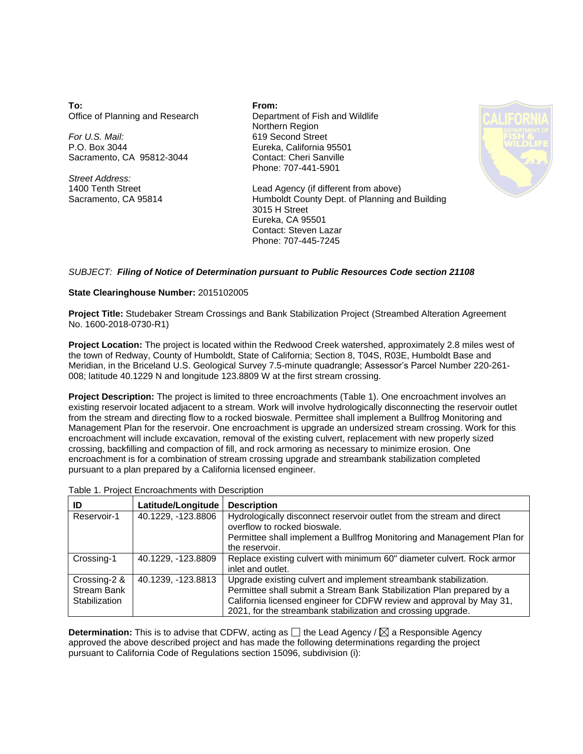**To:**
Office of Planning and Research

*For U.S. Mail:*
P.O. Box 3044
Sacramento, CA 95812-3044

*Street Address:*
1400 Tenth Street
Sacramento, CA 95814

**From:**
Department of Fish and Wildlife
Northern Region
619 Second Street
Eureka, California 95501
Contact: Cheri Sanville
Phone: 707-441-5901

Lead Agency (if different from above)
Humboldt County Dept. of Planning and Building
3015 H Street
Eureka, CA 95501
Contact: Steven Lazar
Phone: 707-445-7245

*SUBJECT:* ***Filing of Notice of Determination pursuant to Public Resources Code section 21108***

**State Clearinghouse Number:** 2015102005

**Project Title:** Studebaker Stream Crossings and Bank Stabilization Project (Streambed Alteration Agreement No. 1600-2018-0730-R1)

**Project Location:** The project is located within the Redwood Creek watershed, approximately 2.8 miles west of the town of Redway, County of Humboldt, State of California; Section 8, T04S, R03E, Humboldt Base and Meridian, in the Briceland U.S. Geological Survey 7.5-minute quadrangle; Assessor's Parcel Number 220-261-008; latitude 40.1229 N and longitude 123.8809 W at the first stream crossing.

**Project Description:** The project is limited to three encroachments (Table 1). One encroachment involves an existing reservoir located adjacent to a stream. Work will involve hydrologically disconnecting the reservoir outlet from the stream and directing flow to a rocked bioswale. Permittee shall implement a Bullfrog Monitoring and Management Plan for the reservoir. One encroachment is upgrade an undersized stream crossing. Work for this encroachment will include excavation, removal of the existing culvert, replacement with new properly sized crossing, backfilling and compaction of fill, and rock armoring as necessary to minimize erosion. One encroachment is for a combination of stream crossing upgrade and streambank stabilization completed pursuant to a plan prepared by a California licensed engineer.

Table 1. Project Encroachments with Description

| ID | Latitude/Longitude | Description |
|---|---|---|
| Reservoir-1 | 40.1229, -123.8806 | Hydrologically disconnect reservoir outlet from the stream and direct overflow to rocked bioswale. Permittee shall implement a Bullfrog Monitoring and Management Plan for the reservoir. |
| Crossing-1 | 40.1229, -123.8809 | Replace existing culvert with minimum 60" diameter culvert. Rock armor inlet and outlet. |
| Crossing-2 & Stream Bank Stabilization | 40.1239, -123.8813 | Upgrade existing culvert and implement streambank stabilization. Permittee shall submit a Stream Bank Stabilization Plan prepared by a California licensed engineer for CDFW review and approval by May 31, 2021, for the streambank stabilization and crossing upgrade. |

**Determination:** This is to advise that CDFW, acting as ☐ the Lead Agency / ☒ a Responsible Agency approved the above described project and has made the following determinations regarding the project pursuant to California Code of Regulations section 15096, subdivision (i):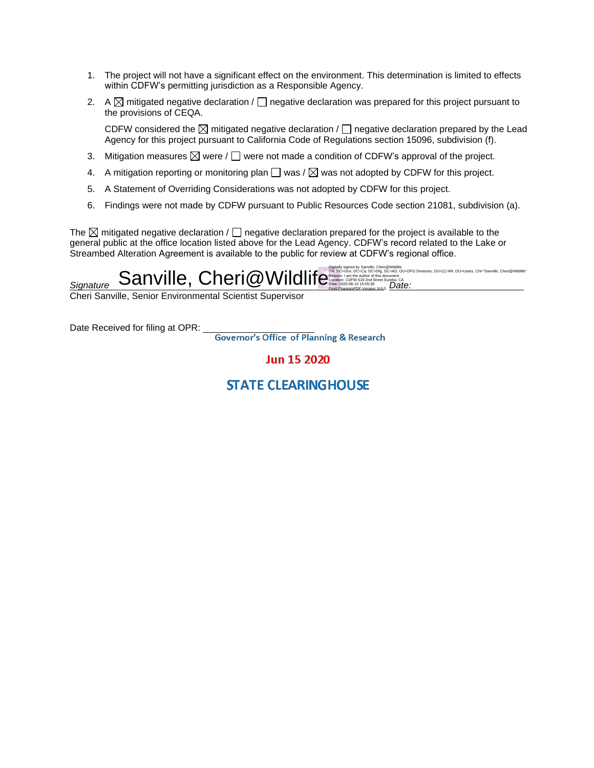1. The project will not have a significant effect on the environment. This determination is limited to effects within CDFW's permitting jurisdiction as a Responsible Agency.
2. A ☒ mitigated negative declaration / ☐ negative declaration was prepared for this project pursuant to the provisions of CEQA.

   CDFW considered the ☒ mitigated negative declaration / ☐ negative declaration prepared by the Lead Agency for this project pursuant to California Code of Regulations section 15096, subdivision (f).
3. Mitigation measures ☒ were / ☐ were not made a condition of CDFW's approval of the project.
4. A mitigation reporting or monitoring plan ☐ was / ☒ was not adopted by CDFW for this project.
5. A Statement of Overriding Considerations was not adopted by CDFW for this project.
6. Findings were not made by CDFW pursuant to Public Resources Code section 21081, subdivision (a).

The ☒ mitigated negative declaration / ☐ negative declaration prepared for the project is available to the general public at the office location listed above for the Lead Agency. CDFW's record related to the Lake or Streambed Alteration Agreement is available to the public for review at CDFW's regional office.

*Signature* Sanville, Cheri@Wildlife

Digitally signed by Sanville, Cheri@Wildlife
DN: DC=Gov, DC=Ca, DC=Dfg, DC=AD, OU=DFG Divisions, OU=(1) NR, OU=Users, CN="Sanville, Cheri@Wildlife"
Reason: I am the author of this document
Location: CDFW 619 2nd Street Eureka, CA
Date: 2020-06-12 15:05:56
Foxit PhantomPDF Version: 9.6.0

*Date:*

Cheri Sanville, Senior Environmental Scientist Supervisor

Date Received for filing at OPR:

Governor's Office of Planning & Research

Jun 15 2020

STATE CLEARINGHOUSE